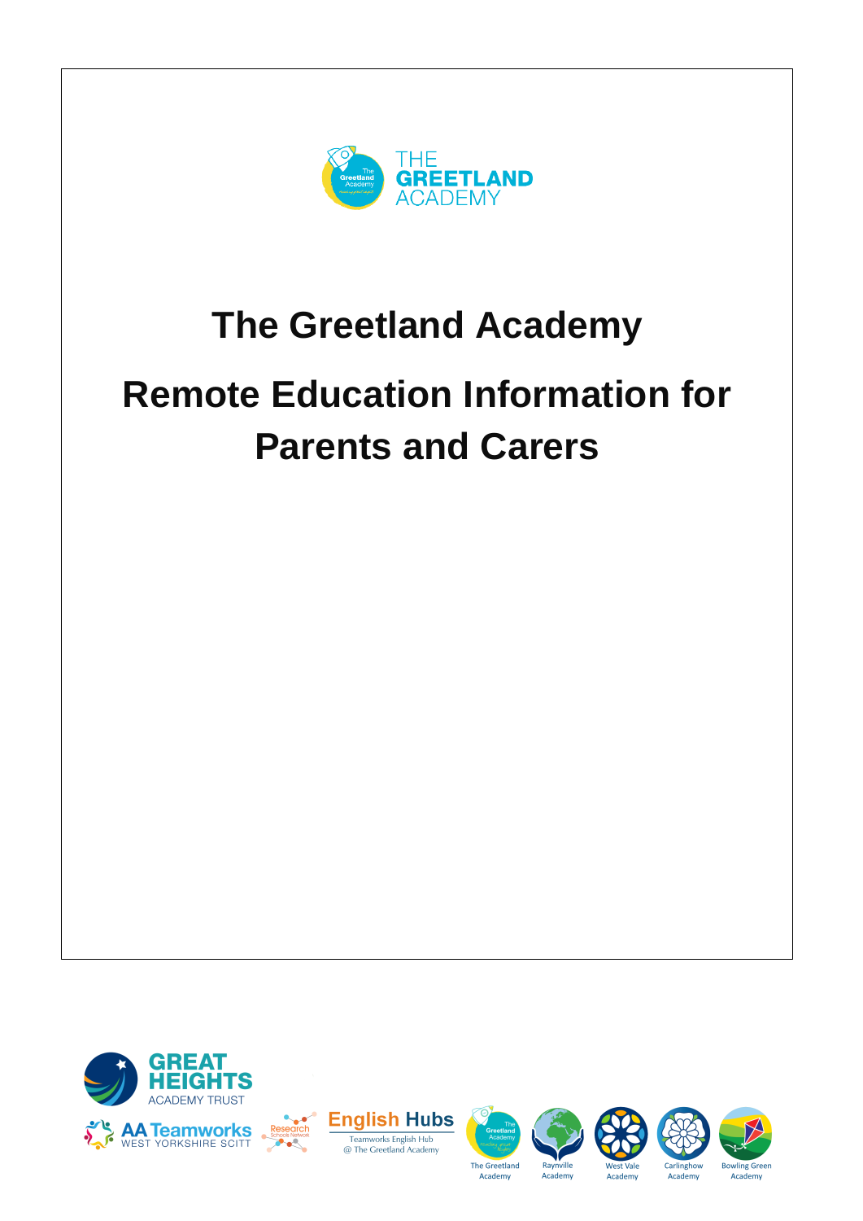# The Greetland Academy

# Remote Education Information for Parents and Carers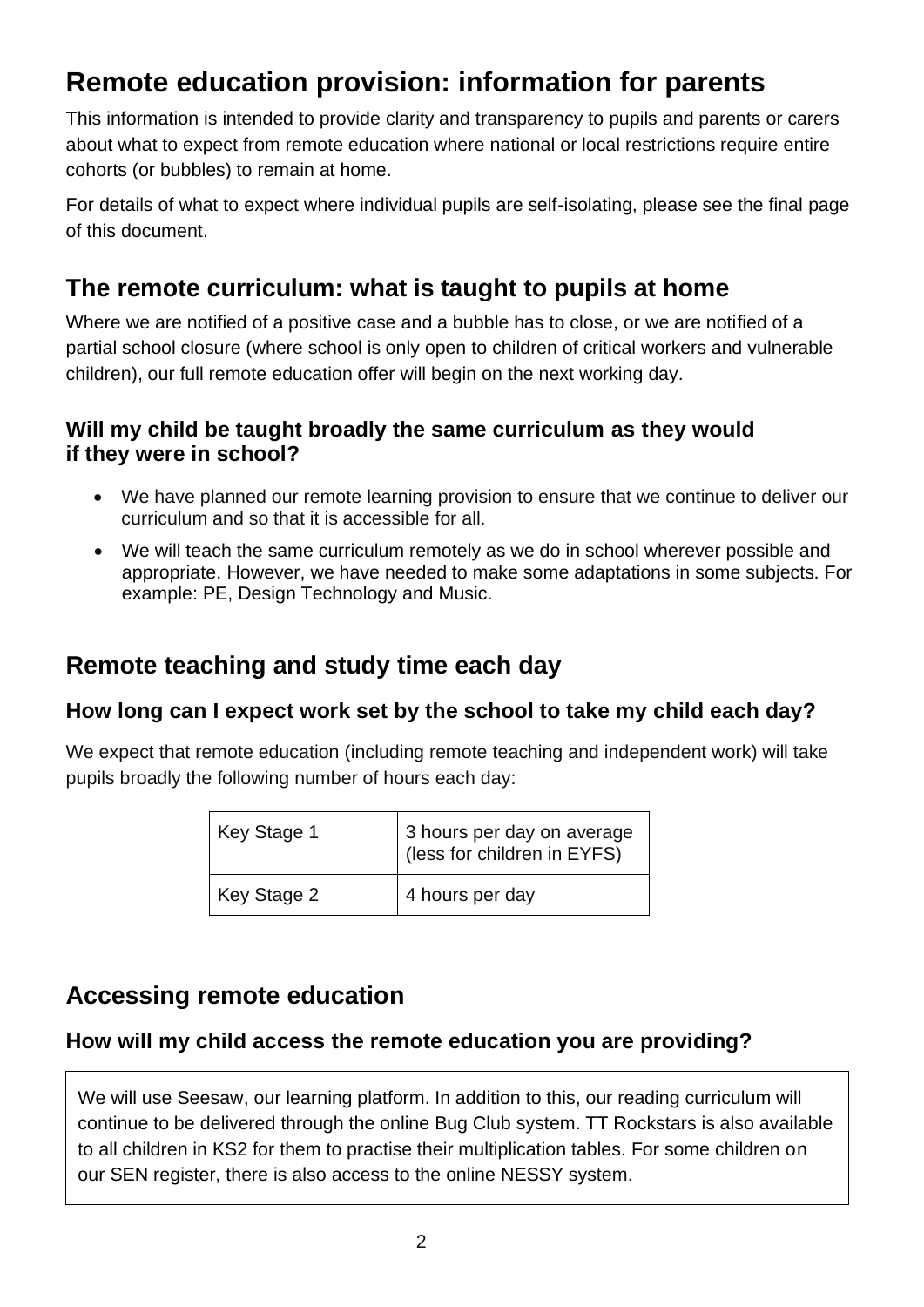# Remote education provision: information for parents

This information is intended to provide clarity and transparency to pupils and parents or carers about what to expect from remote education where national or local restrictions require entire cohorts (or bubbles) to remain at home.

For details of what to expect where individual pupils are self-isolating, please see the final page of this document.

## The remote curriculum: what is taught to pupils at home

Where we are notified of a positive case and a bubble has to close, or we are notified of a partial school closure (where school is only open to children of critical workers and vulnerable children), our full remote education offer will begin on the next working day.

### Will my child be taught broadly the same curriculum as they would if they were in school?

- We have planned our remote learning provision to ensure that we continue to deliver our curriculum and so that it is accessible for all.
- We will teach the same curriculum remotely as we do in school wherever possible and appropriate. However, we have needed to make some adaptations in some subjects. For example: PE, Design Technology and Music.

## Remote teaching and study time each day

### How long can I expect work set by the school to take my child each day?

We expect that remote education (including remote teaching and independent work) will take pupils broadly the following number of hours each day:

| Key Stage 1 | 3 hours per day on average (less for children in EYFS) |
| --- | --- |
| Key Stage 2 | 4 hours per day |

## Accessing remote education

### How will my child access the remote education you are providing?

We will use Seesaw, our learning platform. In addition to this, our reading curriculum will continue to be delivered through the online Bug Club system. TT Rockstars is also available to all children in KS2 for them to practise their multiplication tables. For some children on our SEN register, there is also access to the online NESSY system.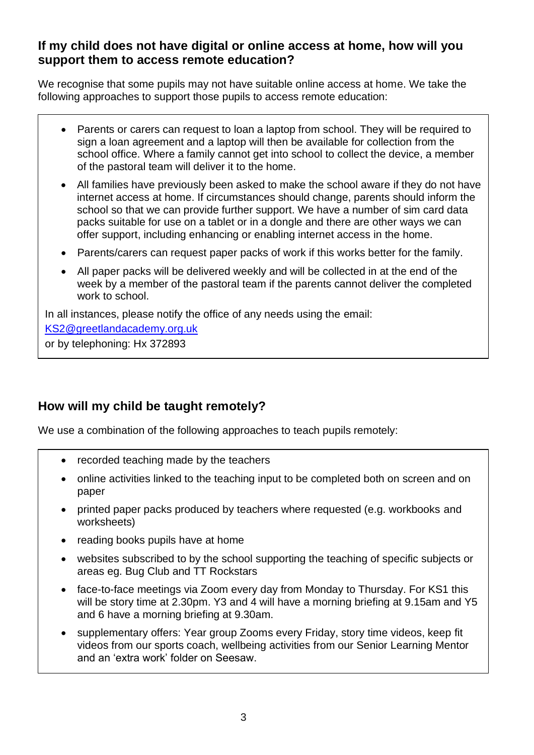## If my child does not have digital or online access at home, how will you support them to access remote education?

We recognise that some pupils may not have suitable online access at home. We take the following approaches to support those pupils to access remote education:

- Parents or carers can request to loan a laptop from school. They will be required to sign a loan agreement and a laptop will then be available for collection from the school office. Where a family cannot get into school to collect the device, a member of the pastoral team will deliver it to the home.
- All families have previously been asked to make the school aware if they do not have internet access at home. If circumstances should change, parents should inform the school so that we can provide further support. We have a number of sim card data packs suitable for use on a tablet or in a dongle and there are other ways we can offer support, including enhancing or enabling internet access in the home.
- Parents/carers can request paper packs of work if this works better for the family.
- All paper packs will be delivered weekly and will be collected in at the end of the week by a member of the pastoral team if the parents cannot deliver the completed work to school.

In all instances, please notify the office of any needs using the email:
KS2@greetlandacademy.org.uk
or by telephoning: Hx 372893

## How will my child be taught remotely?

We use a combination of the following approaches to teach pupils remotely:

- recorded teaching made by the teachers
- online activities linked to the teaching input to be completed both on screen and on paper
- printed paper packs produced by teachers where requested (e.g. workbooks and worksheets)
- reading books pupils have at home
- websites subscribed to by the school supporting the teaching of specific subjects or areas eg. Bug Club and TT Rockstars
- face-to-face meetings via Zoom every day from Monday to Thursday. For KS1 this will be story time at 2.30pm. Y3 and 4 will have a morning briefing at 9.15am and Y5 and 6 have a morning briefing at 9.30am.
- supplementary offers: Year group Zooms every Friday, story time videos, keep fit videos from our sports coach, wellbeing activities from our Senior Learning Mentor and an 'extra work' folder on Seesaw.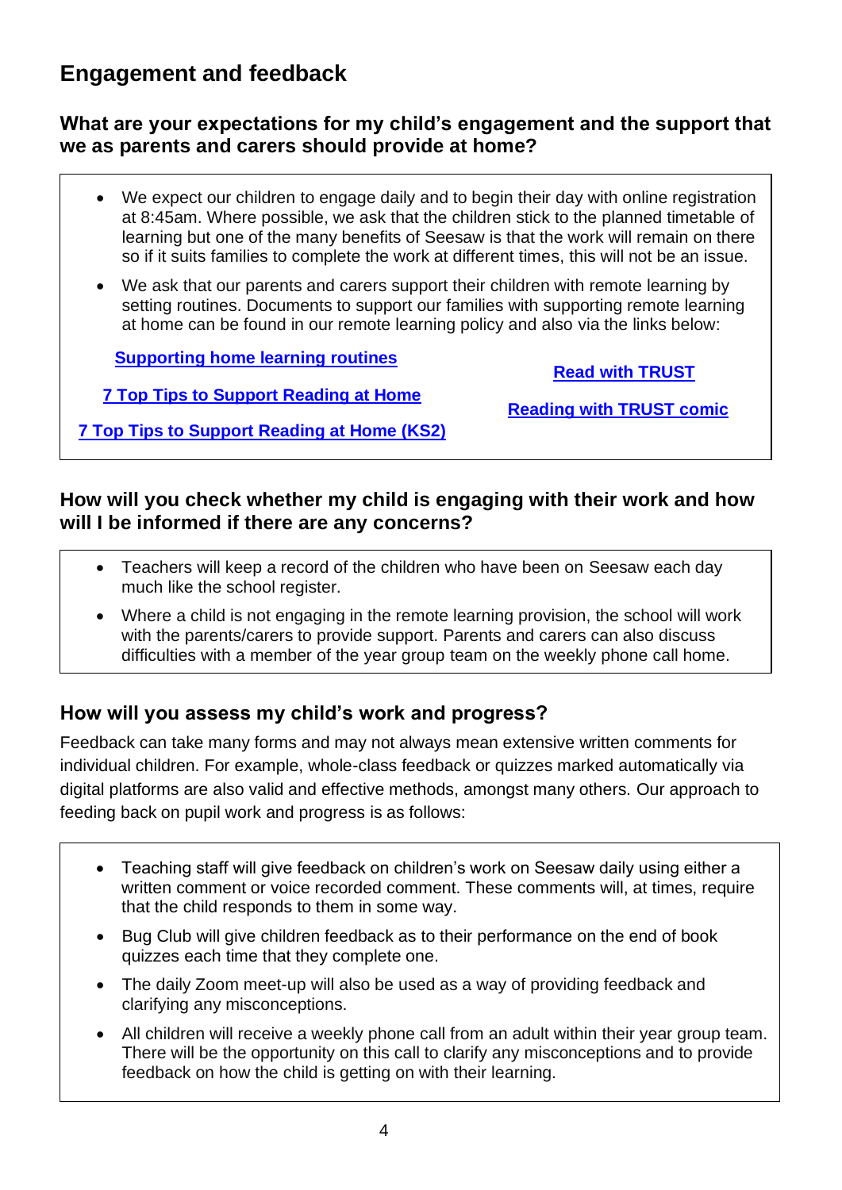## Engagement and feedback

### What are your expectations for my child's engagement and the support that we as parents and carers should provide at home?

- We expect our children to engage daily and to begin their day with online registration at 8:45am. Where possible, we ask that the children stick to the planned timetable of learning but one of the many benefits of Seesaw is that the work will remain on there so if it suits families to complete the work at different times, this will not be an issue.
- We ask that our parents and carers support their children with remote learning by setting routines. Documents to support our families with supporting remote learning at home can be found in our remote learning policy and also via the links below:

**Supporting home learning routines**

**7 Top Tips to Support Reading at Home**

**7 Top Tips to Support Reading at Home (KS2)**

**Read with TRUST**

**Reading with TRUST comic**

### How will you check whether my child is engaging with their work and how will I be informed if there are any concerns?

- Teachers will keep a record of the children who have been on Seesaw each day much like the school register.
- Where a child is not engaging in the remote learning provision, the school will work with the parents/carers to provide support. Parents and carers can also discuss difficulties with a member of the year group team on the weekly phone call home.

### How will you assess my child's work and progress?

Feedback can take many forms and may not always mean extensive written comments for individual children. For example, whole-class feedback or quizzes marked automatically via digital platforms are also valid and effective methods, amongst many others. Our approach to feeding back on pupil work and progress is as follows:

- Teaching staff will give feedback on children's work on Seesaw daily using either a written comment or voice recorded comment. These comments will, at times, require that the child responds to them in some way.
- Bug Club will give children feedback as to their performance on the end of book quizzes each time that they complete one.
- The daily Zoom meet-up will also be used as a way of providing feedback and clarifying any misconceptions.
- All children will receive a weekly phone call from an adult within their year group team. There will be the opportunity on this call to clarify any misconceptions and to provide feedback on how the child is getting on with their learning.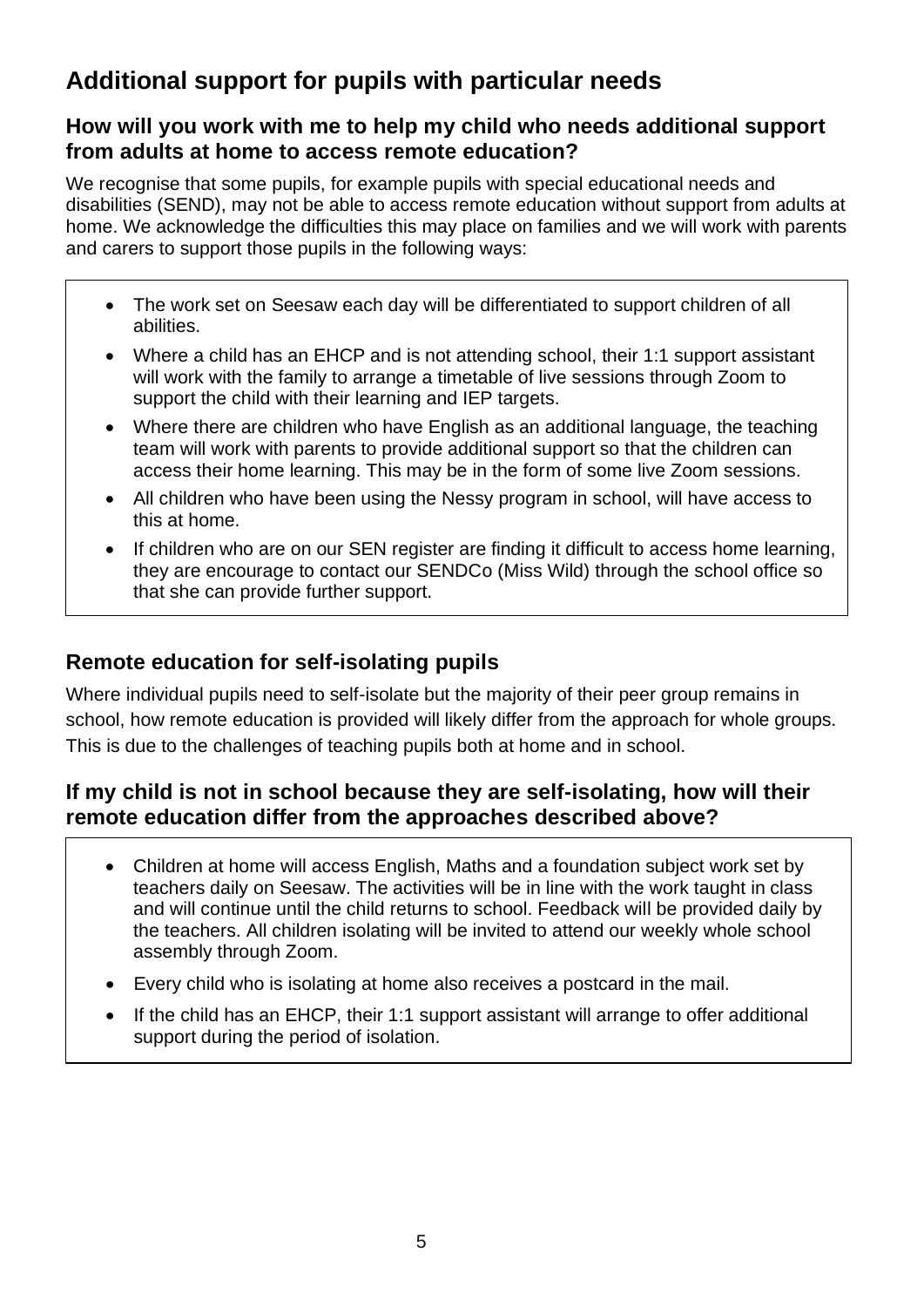## Additional support for pupils with particular needs

### How will you work with me to help my child who needs additional support from adults at home to access remote education?

We recognise that some pupils, for example pupils with special educational needs and disabilities (SEND), may not be able to access remote education without support from adults at home. We acknowledge the difficulties this may place on families and we will work with parents and carers to support those pupils in the following ways:

- The work set on Seesaw each day will be differentiated to support children of all abilities.
- Where a child has an EHCP and is not attending school, their 1:1 support assistant will work with the family to arrange a timetable of live sessions through Zoom to support the child with their learning and IEP targets.
- Where there are children who have English as an additional language, the teaching team will work with parents to provide additional support so that the children can access their home learning. This may be in the form of some live Zoom sessions.
- All children who have been using the Nessy program in school, will have access to this at home.
- If children who are on our SEN register are finding it difficult to access home learning, they are encourage to contact our SENDCo (Miss Wild) through the school office so that she can provide further support.

### Remote education for self-isolating pupils

Where individual pupils need to self-isolate but the majority of their peer group remains in school, how remote education is provided will likely differ from the approach for whole groups. This is due to the challenges of teaching pupils both at home and in school.

### If my child is not in school because they are self-isolating, how will their remote education differ from the approaches described above?

- Children at home will access English, Maths and a foundation subject work set by teachers daily on Seesaw. The activities will be in line with the work taught in class and will continue until the child returns to school. Feedback will be provided daily by the teachers. All children isolating will be invited to attend our weekly whole school assembly through Zoom.
- Every child who is isolating at home also receives a postcard in the mail.
- If the child has an EHCP, their 1:1 support assistant will arrange to offer additional support during the period of isolation.